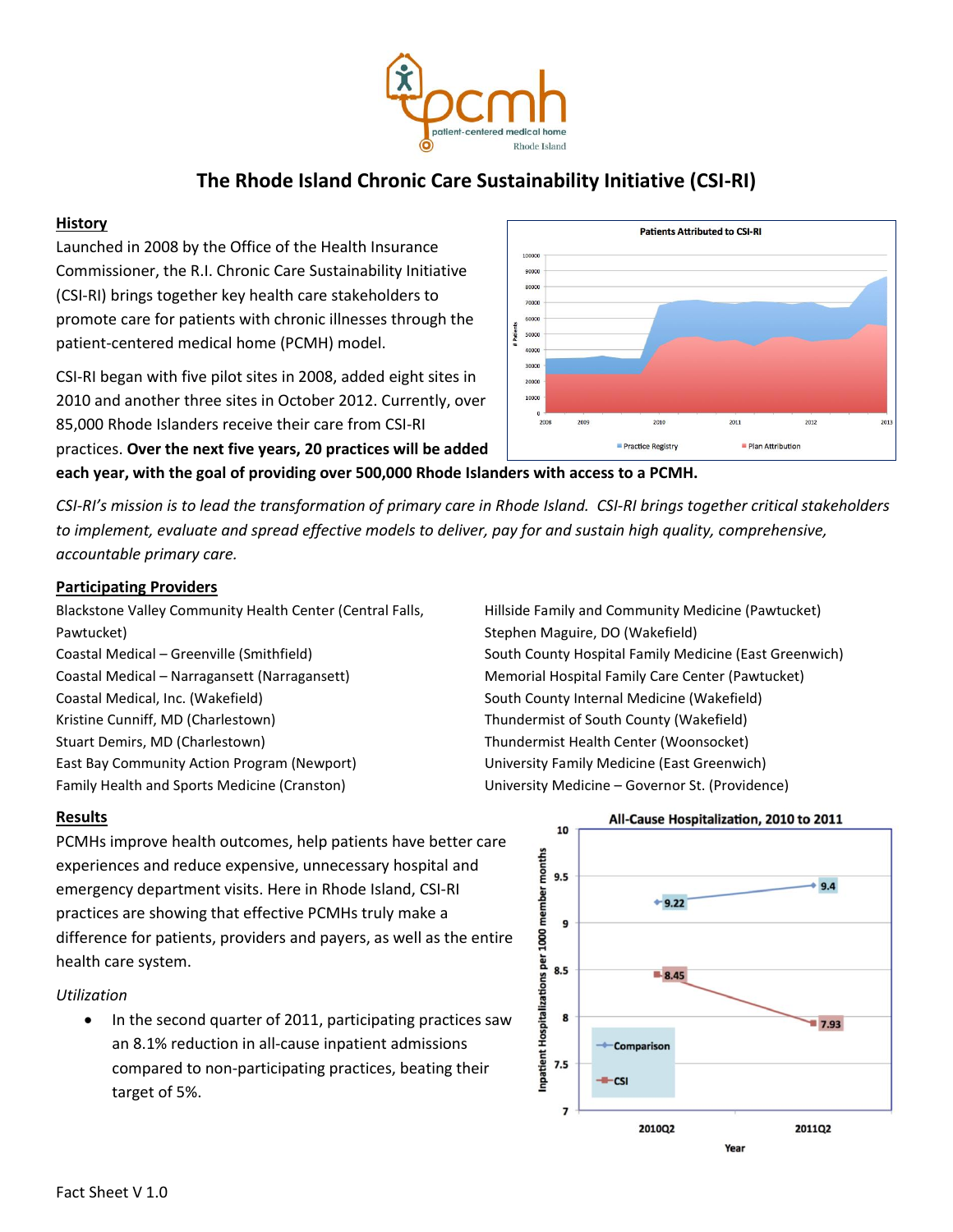# The Rhode Island Chronic Care Sustainability Initiative (CSI-RI)

## History

Launched in 2008 by the Office of the Health Insurance Commissioner, the R.I. Chronic Care Sustainability Initiative (CSI-RI) brings together key health care stakeholders to promote care for patients with chronic illnesses through the patient-centered medical home (PCMH) model.

CSI-RI began with five pilot sites in 2008, added eight sites in 2010 and another three sites in October 2012. Currently, over 85,000 Rhode Islanders receive their care from CSI-RI practices. **Over the next five years, 20 practices will be added each year, with the goal of providing over 500,000 Rhode Islanders with access to a PCMH.**

*CSI-RI's mission is to lead the transformation of primary care in Rhode Island. CSI-RI brings together critical stakeholders to implement, evaluate and spread effective models to deliver, pay for and sustain high quality, comprehensive, accountable primary care.*

## Participating Providers

- Blackstone Valley Community Health Center (Central Falls, Pawtucket)
- Coastal Medical – Greenville (Smithfield)
- Coastal Medical – Narragansett (Narragansett)
- Coastal Medical, Inc. (Wakefield)
- Kristine Cunniff, MD (Charlestown)
- Stuart Demirs, MD (Charlestown)
- East Bay Community Action Program (Newport)
- Family Health and Sports Medicine (Cranston)
- Hillside Family and Community Medicine (Pawtucket)
- Stephen Maguire, DO (Wakefield)
- South County Hospital Family Medicine (East Greenwich)
- Memorial Hospital Family Care Center (Pawtucket)
- South County Internal Medicine (Wakefield)
- Thundermist of South County (Wakefield)
- Thundermist Health Center (Woonsocket)
- University Family Medicine (East Greenwich)
- University Medicine – Governor St. (Providence)

## Results

PCMHs improve health outcomes, help patients have better care experiences and reduce expensive, unnecessary hospital and emergency department visits. Here in Rhode Island, CSI-RI practices are showing that effective PCMHs truly make a difference for patients, providers and payers, as well as the entire health care system.

*Utilization*

- In the second quarter of 2011, participating practices saw an 8.1% reduction in all-cause inpatient admissions compared to non-participating practices, beating their target of 5%.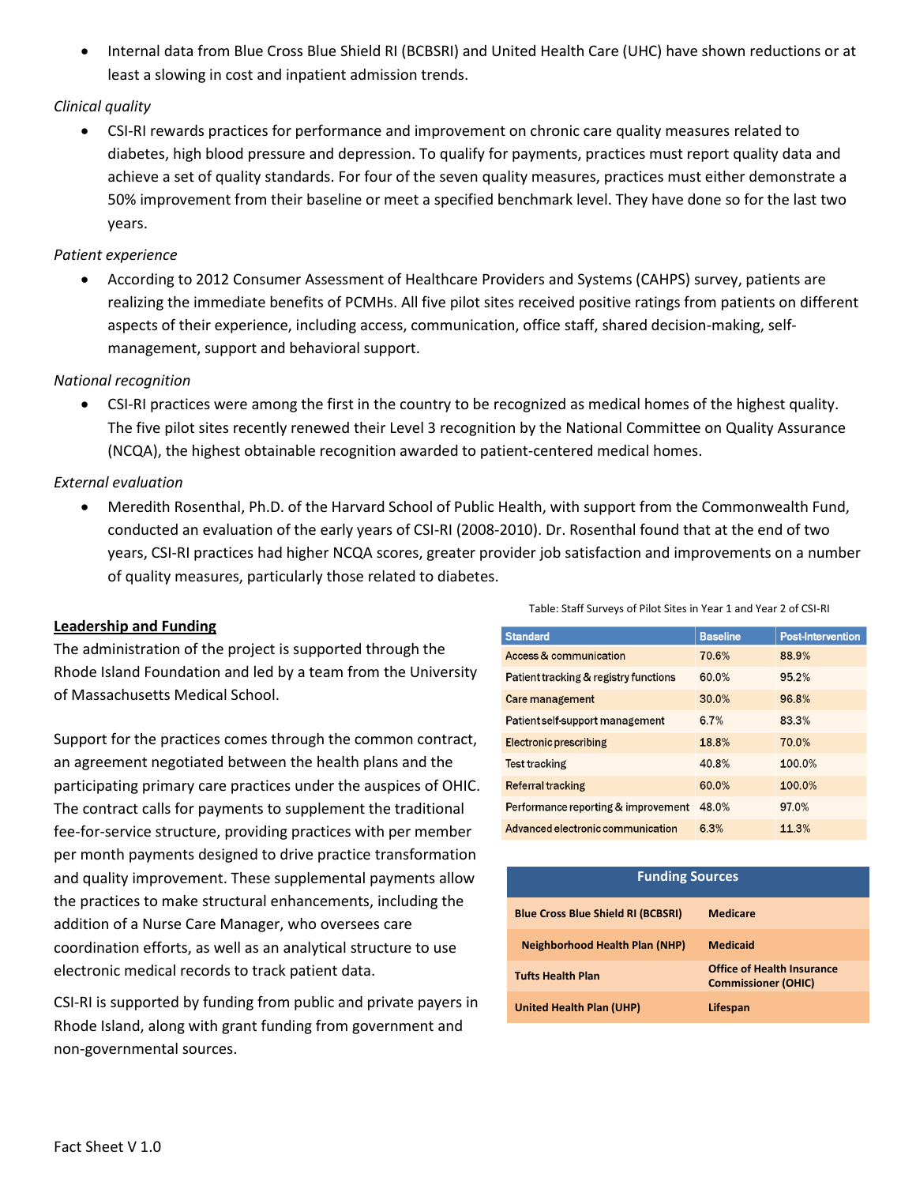- Internal data from Blue Cross Blue Shield RI (BCBSRI) and United Health Care (UHC) have shown reductions or at least a slowing in cost and inpatient admission trends.

*Clinical quality*

- CSI-RI rewards practices for performance and improvement on chronic care quality measures related to diabetes, high blood pressure and depression. To qualify for payments, practices must report quality data and achieve a set of quality standards. For four of the seven quality measures, practices must either demonstrate a 50% improvement from their baseline or meet a specified benchmark level. They have done so for the last two years.

*Patient experience*

- According to 2012 Consumer Assessment of Healthcare Providers and Systems (CAHPS) survey, patients are realizing the immediate benefits of PCMHs. All five pilot sites received positive ratings from patients on different aspects of their experience, including access, communication, office staff, shared decision-making, self-management, support and behavioral support.

*National recognition*

- CSI-RI practices were among the first in the country to be recognized as medical homes of the highest quality. The five pilot sites recently renewed their Level 3 recognition by the National Committee on Quality Assurance (NCQA), the highest obtainable recognition awarded to patient-centered medical homes.

*External evaluation*

- Meredith Rosenthal, Ph.D. of the Harvard School of Public Health, with support from the Commonwealth Fund, conducted an evaluation of the early years of CSI-RI (2008-2010). Dr. Rosenthal found that at the end of two years, CSI-RI practices had higher NCQA scores, greater provider job satisfaction and improvements on a number of quality measures, particularly those related to diabetes.

**Leadership and Funding**

The administration of the project is supported through the Rhode Island Foundation and led by a team from the University of Massachusetts Medical School.

Support for the practices comes through the common contract, an agreement negotiated between the health plans and the participating primary care practices under the auspices of OHIC. The contract calls for payments to supplement the traditional fee-for-service structure, providing practices with per member per month payments designed to drive practice transformation and quality improvement. These supplemental payments allow the practices to make structural enhancements, including the addition of a Nurse Care Manager, who oversees care coordination efforts, as well as an analytical structure to use electronic medical records to track patient data.

CSI-RI is supported by funding from public and private payers in Rhode Island, along with grant funding from government and non-governmental sources.

Table: Staff Surveys of Pilot Sites in Year 1 and Year 2 of CSI-RI

| Standard | Baseline | Post-Intervention |
|---|---|---|
| Access & communication | 70.6% | 88.9% |
| Patient tracking & registry functions | 60.0% | 95.2% |
| Care management | 30.0% | 96.8% |
| Patient self-support management | 6.7% | 83.3% |
| Electronic prescribing | 18.8% | 70.0% |
| Test tracking | 40.8% | 100.0% |
| Referral tracking | 60.0% | 100.0% |
| Performance reporting & improvement | 48.0% | 97.0% |
| Advanced electronic communication | 6.3% | 11.3% |

| Funding Sources | |
|---|---|
| Blue Cross Blue Shield RI (BCBSRI) | Medicare |
| Neighborhood Health Plan (NHP) | Medicaid |
| Tufts Health Plan | Office of Health Insurance Commissioner (OHIC) |
| United Health Plan (UHP) | Lifespan |

Fact Sheet V 1.0